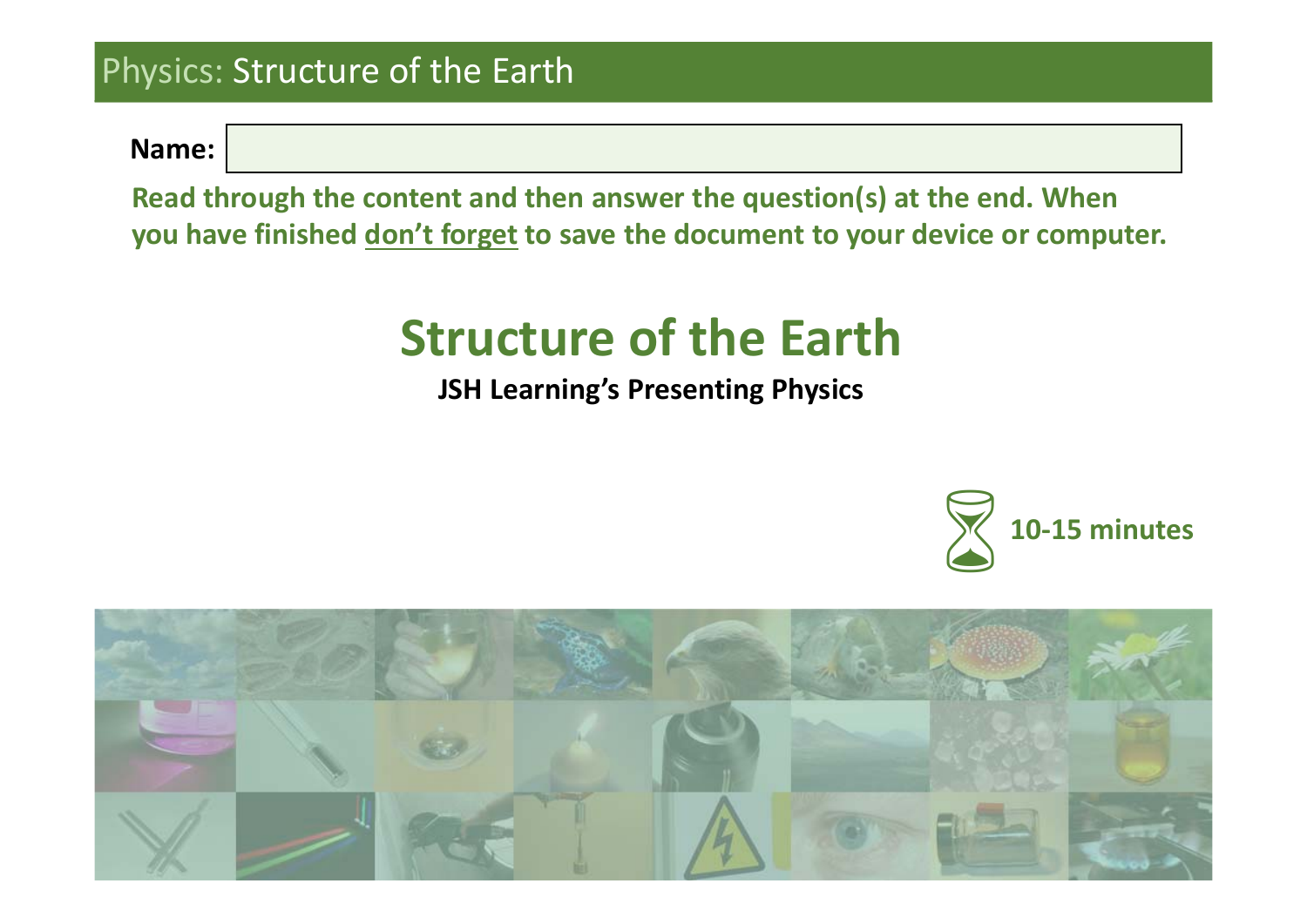Physics: Structure of the Earth

**Name:**

**Read through the content and then answer the question(s) at the end. When you have finished don't forget to save the document to your device or computer.**

# Structure of the Earth

**JSH Learning's Presenting Physics**

**10-15 minutes**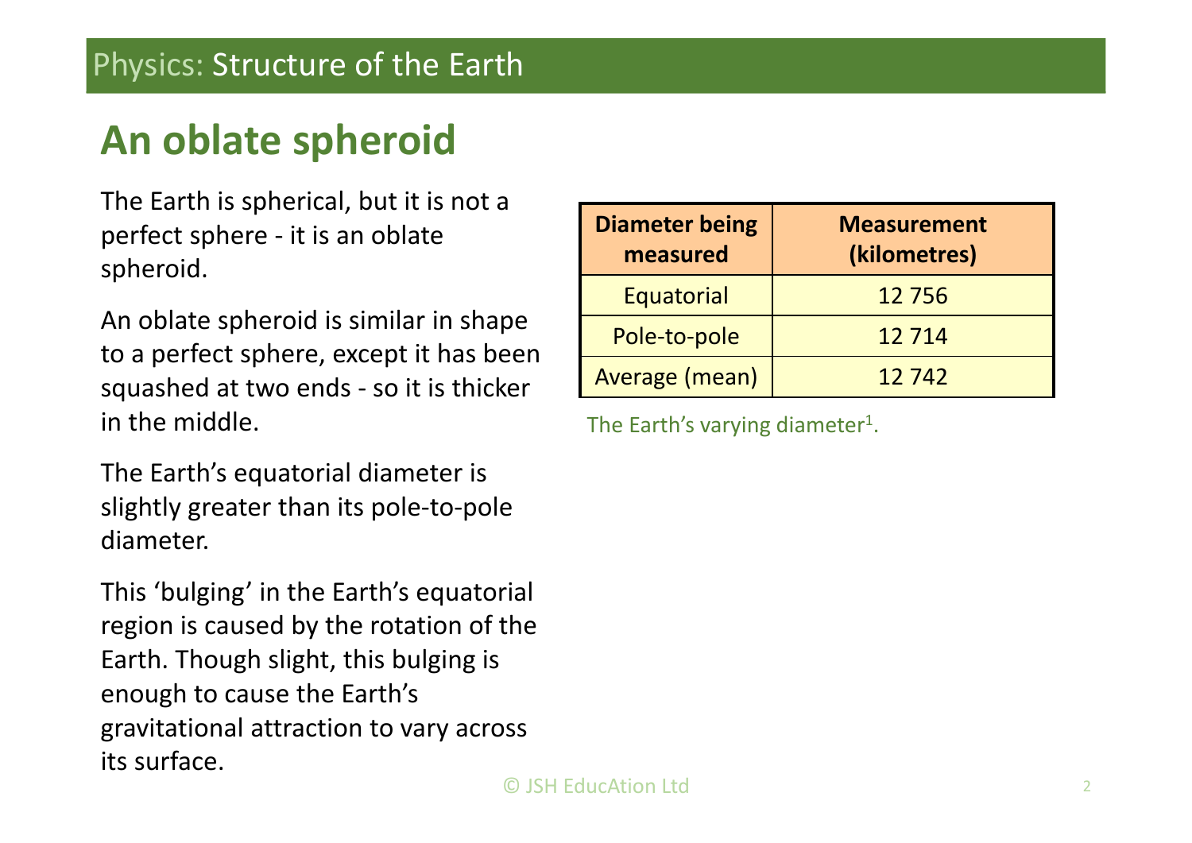## An oblate spheroid

The Earth is spherical, but it is not a perfect sphere - it is an oblate spheroid.

An oblate spheroid is similar in shape to a perfect sphere, except it has been squashed at two ends - so it is thicker in the middle.

The Earth's equatorial diameter is slightly greater than its pole-to-pole diameter.

This 'bulging' in the Earth's equatorial region is caused by the rotation of the Earth. Though slight, this bulging is enough to cause the Earth's gravitational attraction to vary across its surface.

| Diameter being measured | Measurement (kilometres) |
| --- | --- |
| Equatorial | 12 756 |
| Pole-to-pole | 12 714 |
| Average (mean) | 12 742 |

The Earth's varying diameter[1].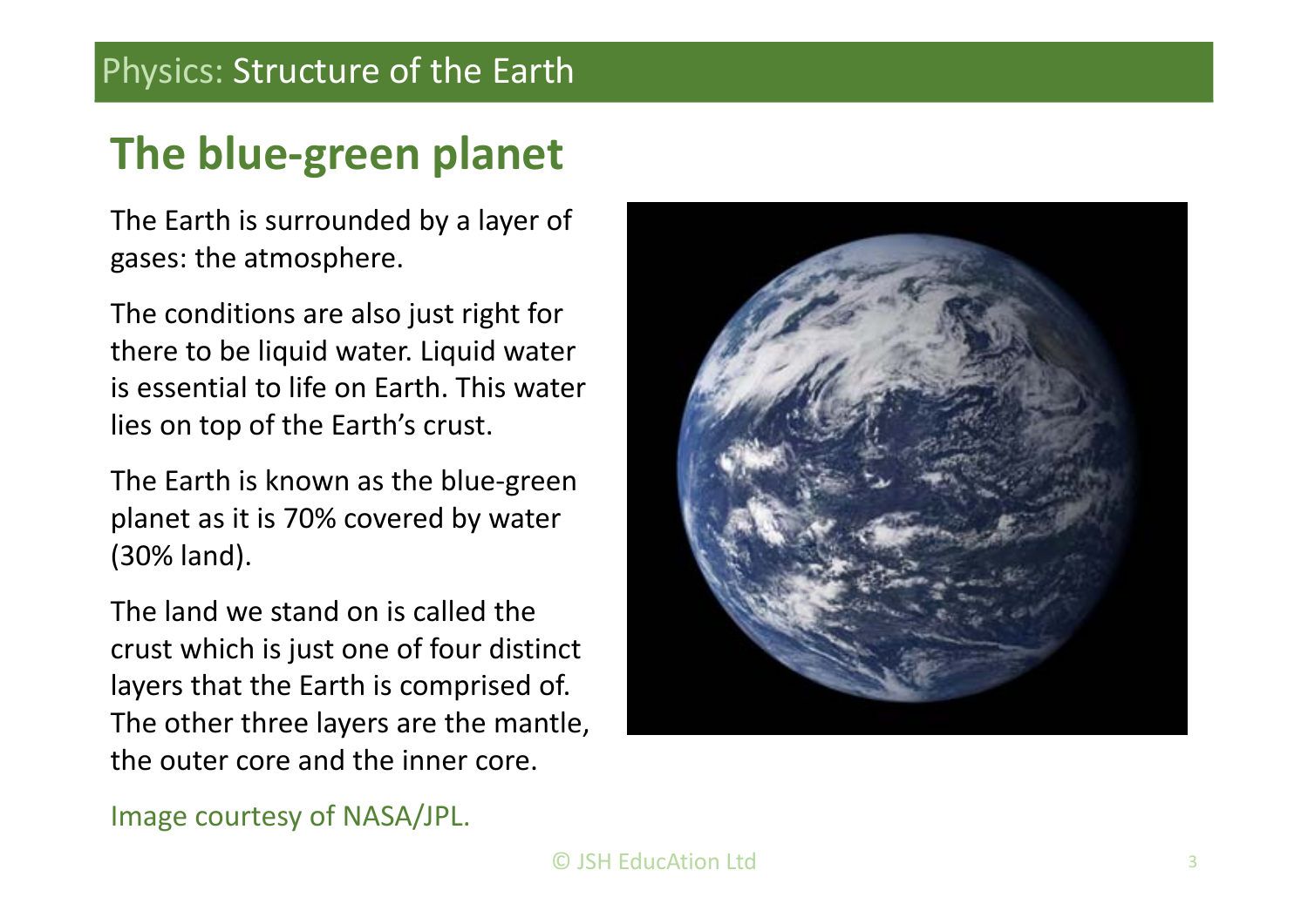## Physics: Structure of the Earth

# The blue-green planet

The Earth is surrounded by a layer of gases: the atmosphere.

The conditions are also just right for there to be liquid water. Liquid water is essential to life on Earth. This water lies on top of the Earth's crust.

The Earth is known as the blue-green planet as it is 70% covered by water (30% land).

The land we stand on is called the crust which is just one of four distinct layers that the Earth is comprised of. The other three layers are the mantle, the outer core and the inner core.

Image courtesy of NASA/JPL.

© JSH EducAtion Ltd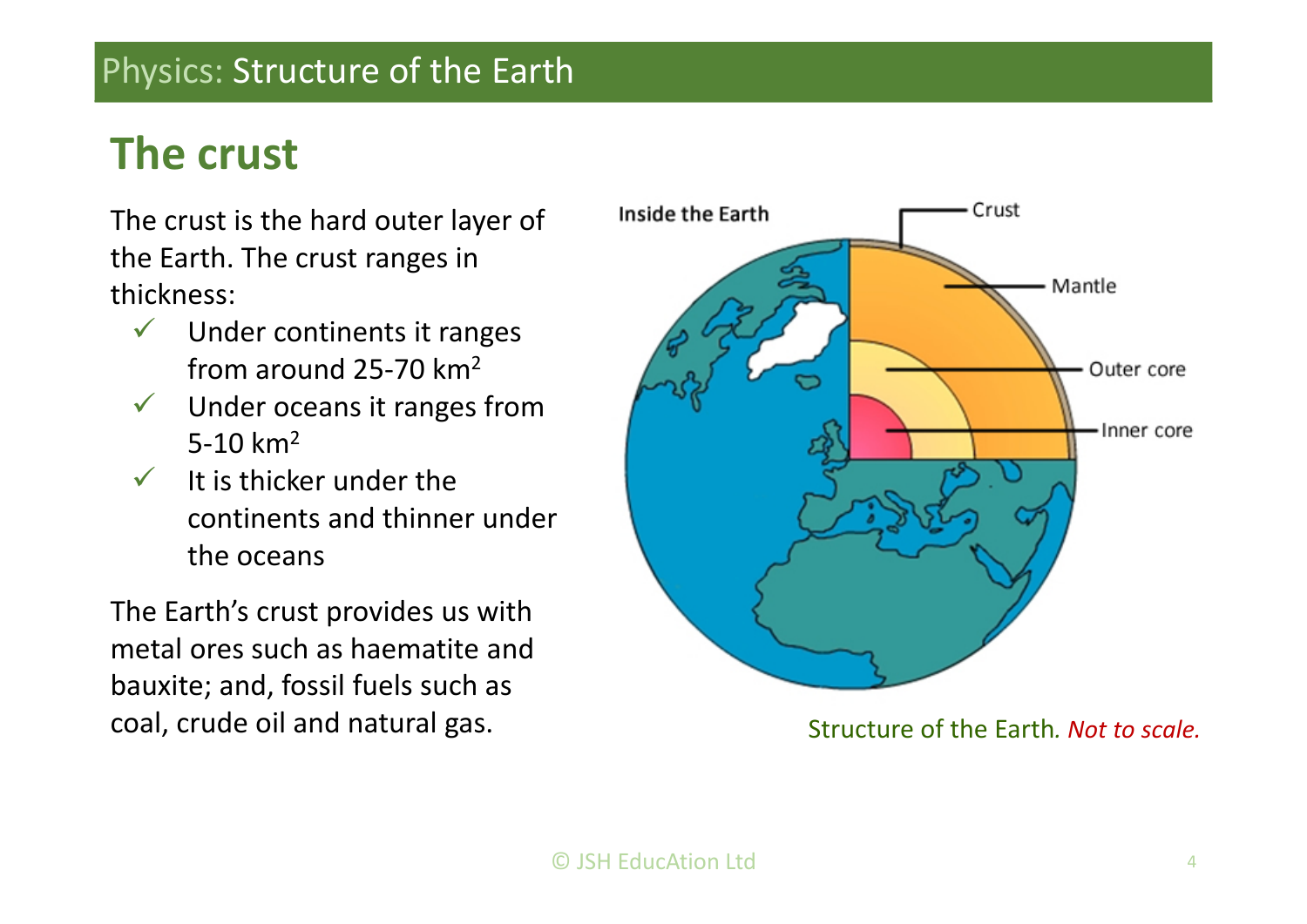# Physics: Structure of the Earth

## The crust

The crust is the hard outer layer of the Earth. The crust ranges in thickness:

- ✓ Under continents it ranges from around 25-70 $km^2$
- ✓ Under oceans it ranges from 5-10 $km^2$
- ✓ It is thicker under the continents and thinner under the oceans

The Earth's crust provides us with metal ores such as haematite and bauxite; and, fossil fuels such as coal, crude oil and natural gas.

Structure of the Earth. *Not to scale.*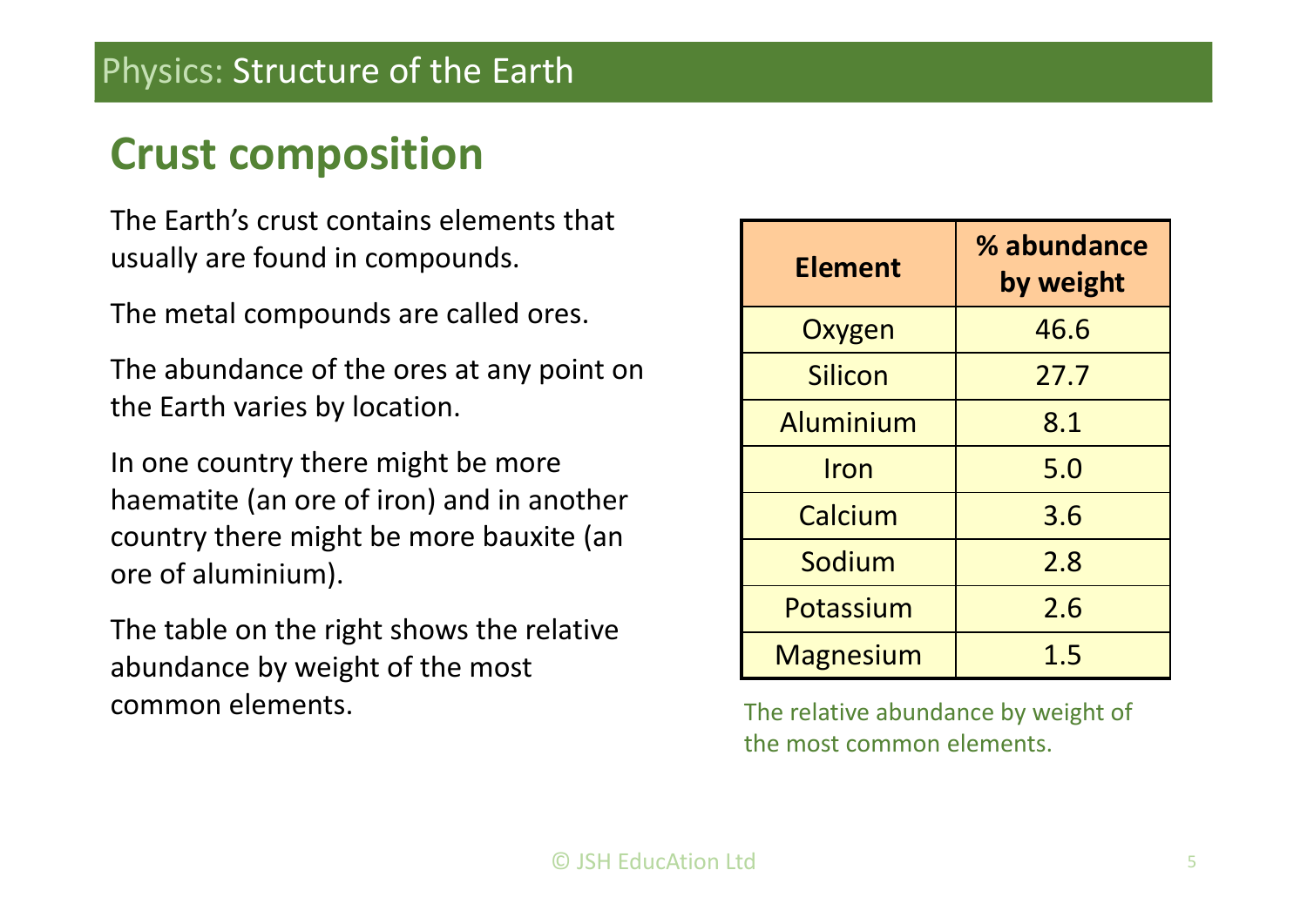# Crust composition

The Earth's crust contains elements that usually are found in compounds.

The metal compounds are called ores.

The abundance of the ores at any point on the Earth varies by location.

In one country there might be more haematite (an ore of iron) and in another country there might be more bauxite (an ore of aluminium).

The table on the right shows the relative abundance by weight of the most common elements.

| Element | % abundance by weight |
| --- | --- |
| Oxygen | 46.6 |
| Silicon | 27.7 |
| Aluminium | 8.1 |
| Iron | 5.0 |
| Calcium | 3.6 |
| Sodium | 2.8 |
| Potassium | 2.6 |
| Magnesium | 1.5 |

The relative abundance by weight of the most common elements.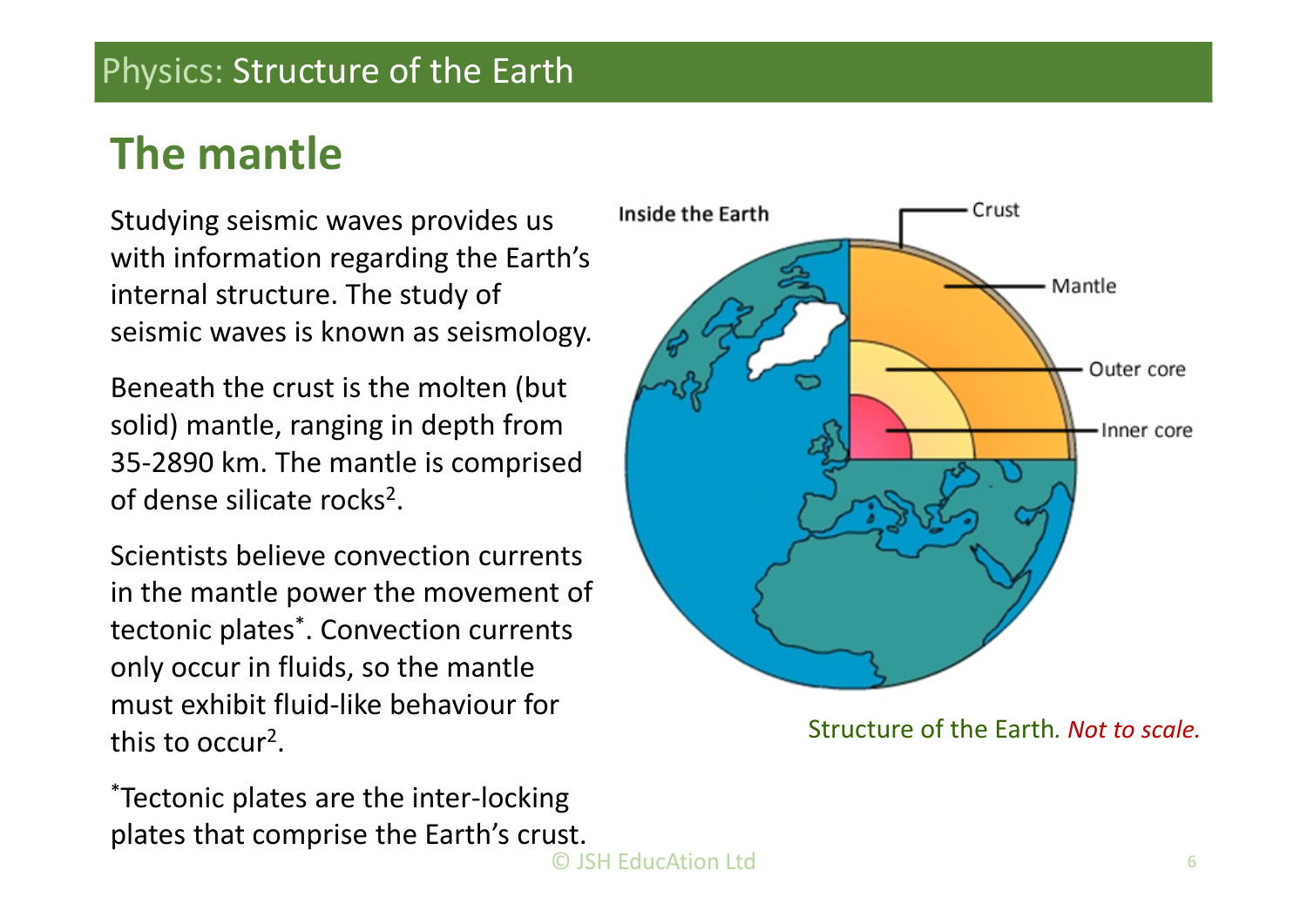## The mantle

Studying seismic waves provides us with information regarding the Earth's internal structure. The study of seismic waves is known as seismology.

Beneath the crust is the molten (but solid) mantle, ranging in depth from 35-2890 km. The mantle is comprised of dense silicate rocks[2].

Scientists believe convection currents in the mantle power the movement of tectonic plates*. Convection currents only occur in fluids, so the mantle must exhibit fluid-like behaviour for this to occur[2].

*Tectonic plates are the inter-locking plates that comprise the Earth's crust.

Structure of the Earth. *Not to scale.*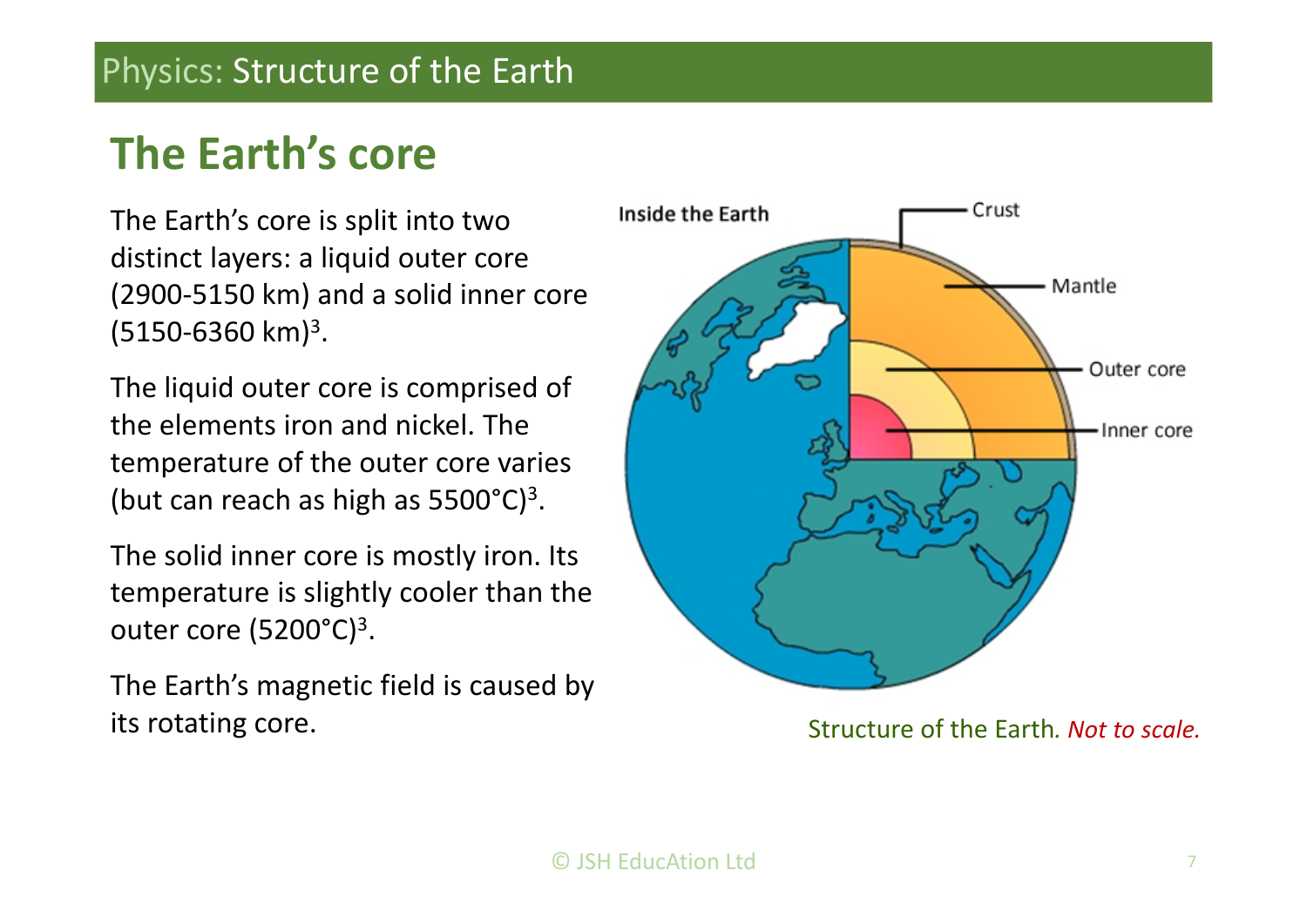Physics: Structure of the Earth

# The Earth's core

The Earth's core is split into two distinct layers: a liquid outer core (2900-5150 km) and a solid inner core (5150-6360 km)[3].

The liquid outer core is comprised of the elements iron and nickel. The temperature of the outer core varies (but can reach as high as 5500°C)[3].

The solid inner core is mostly iron. Its temperature is slightly cooler than the outer core (5200°C)[3].

The Earth's magnetic field is caused by its rotating core.

Inside the Earth

Crust

Mantle

Outer core

Inner core

Structure of the Earth. *Not to scale.*

© JSH EducAtion Ltd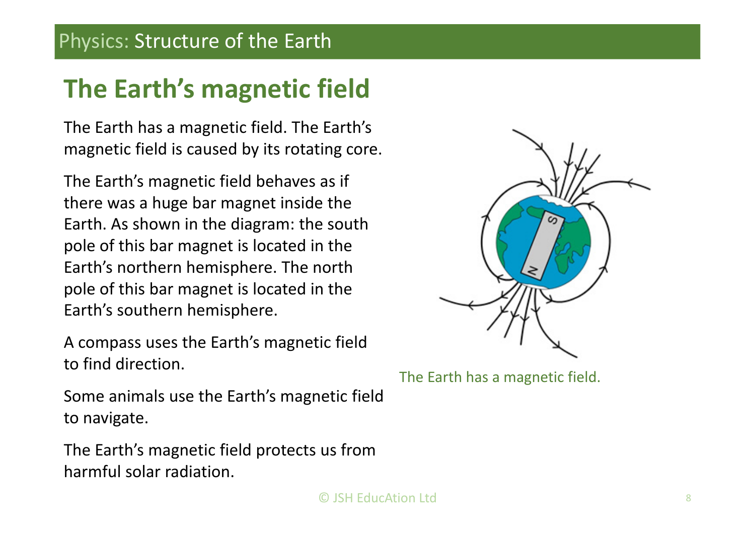# The Earth's magnetic field

The Earth has a magnetic field. The Earth's magnetic field is caused by its rotating core.

The Earth's magnetic field behaves as if there was a huge bar magnet inside the Earth. As shown in the diagram: the south pole of this bar magnet is located in the Earth's northern hemisphere. The north pole of this bar magnet is located in the Earth's southern hemisphere.

A compass uses the Earth's magnetic field to find direction.

Some animals use the Earth's magnetic field to navigate.

The Earth's magnetic field protects us from harmful solar radiation.

The Earth has a magnetic field.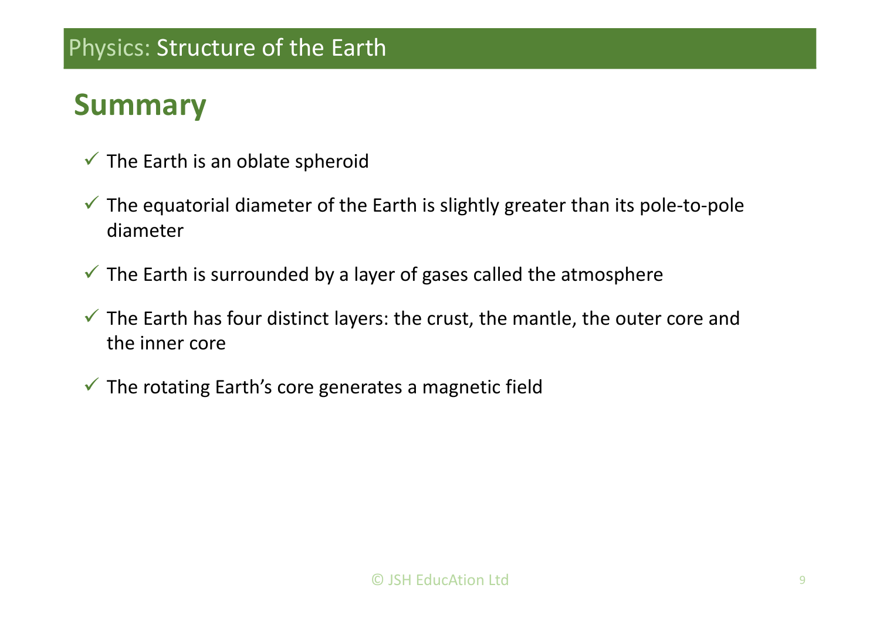# Physics: Structure of the Earth

## Summary

- ✓ The Earth is an oblate spheroid
- ✓ The equatorial diameter of the Earth is slightly greater than its pole-to-pole diameter
- ✓ The Earth is surrounded by a layer of gases called the atmosphere
- ✓ The Earth has four distinct layers: the crust, the mantle, the outer core and the inner core
- ✓ The rotating Earth's core generates a magnetic field

© JSH EducAtion Ltd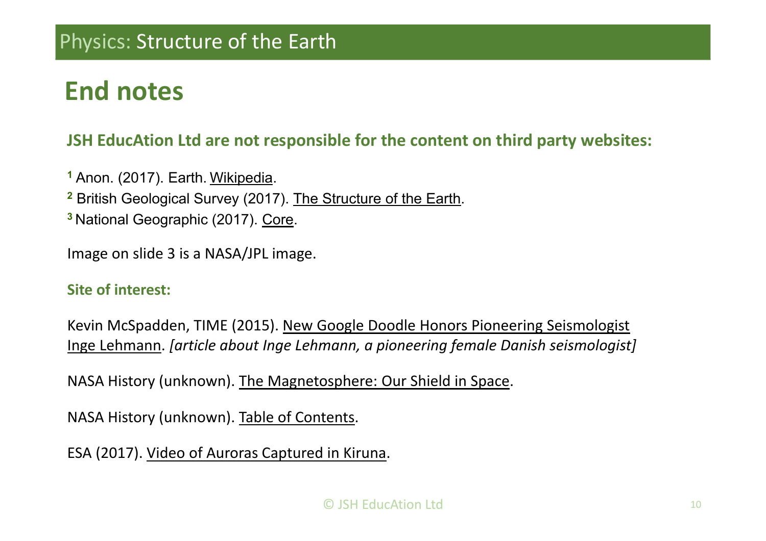# End notes

**JSH EducAtion Ltd are not responsible for the content on third party websites:**

[1] Anon. (2017). Earth. Wikipedia.
[2] British Geological Survey (2017). The Structure of the Earth.
[3] National Geographic (2017). Core.

Image on slide 3 is a NASA/JPL image.

**Site of interest:**

Kevin McSpadden, TIME (2015). New Google Doodle Honors Pioneering Seismologist Inge Lehmann. *[article about Inge Lehmann, a pioneering female Danish seismologist]*

NASA History (unknown). The Magnetosphere: Our Shield in Space.

NASA History (unknown). Table of Contents.

ESA (2017). Video of Auroras Captured in Kiruna.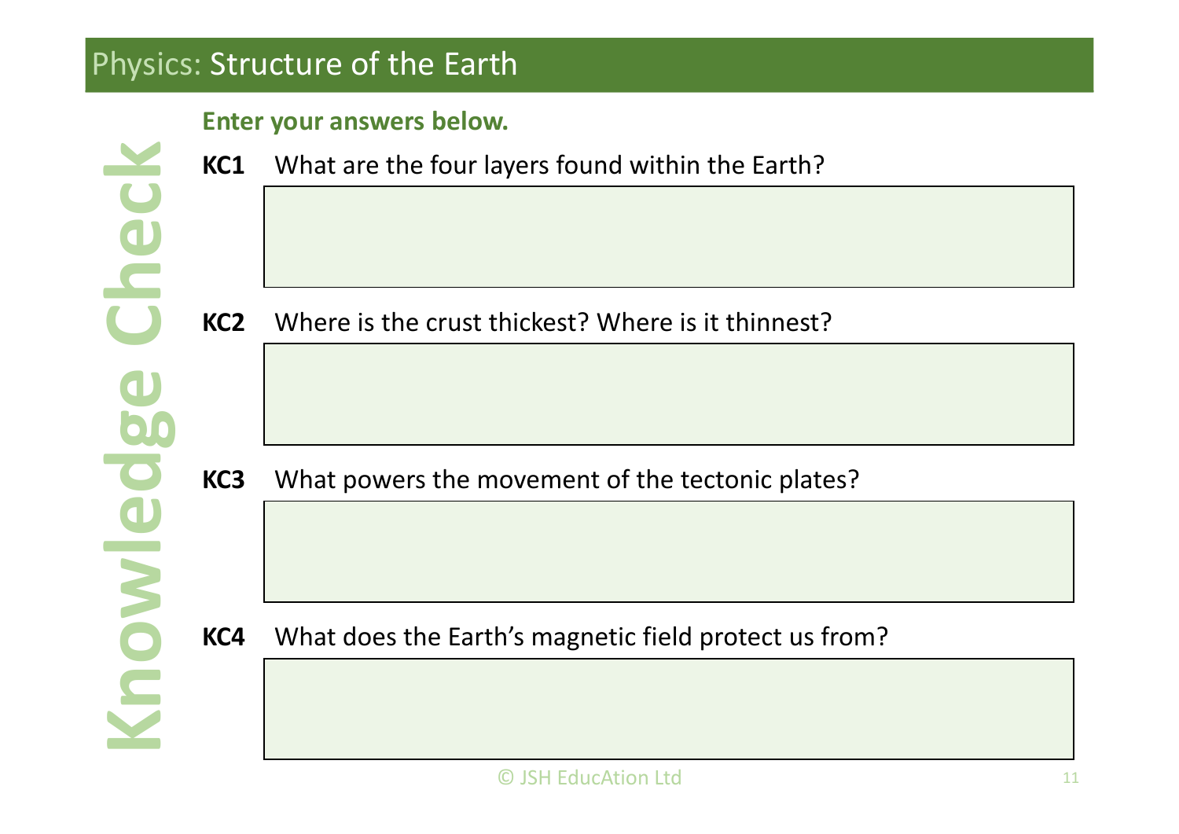# Physics: Structure of the Earth

## Knowledge Check

**Enter your answers below.**

**KC1** What are the four layers found within the Earth?

**KC2** Where is the crust thickest? Where is it thinnest?

**KC3** What powers the movement of the tectonic plates?

**KC4** What does the Earth's magnetic field protect us from?

© JSH EducAtion Ltd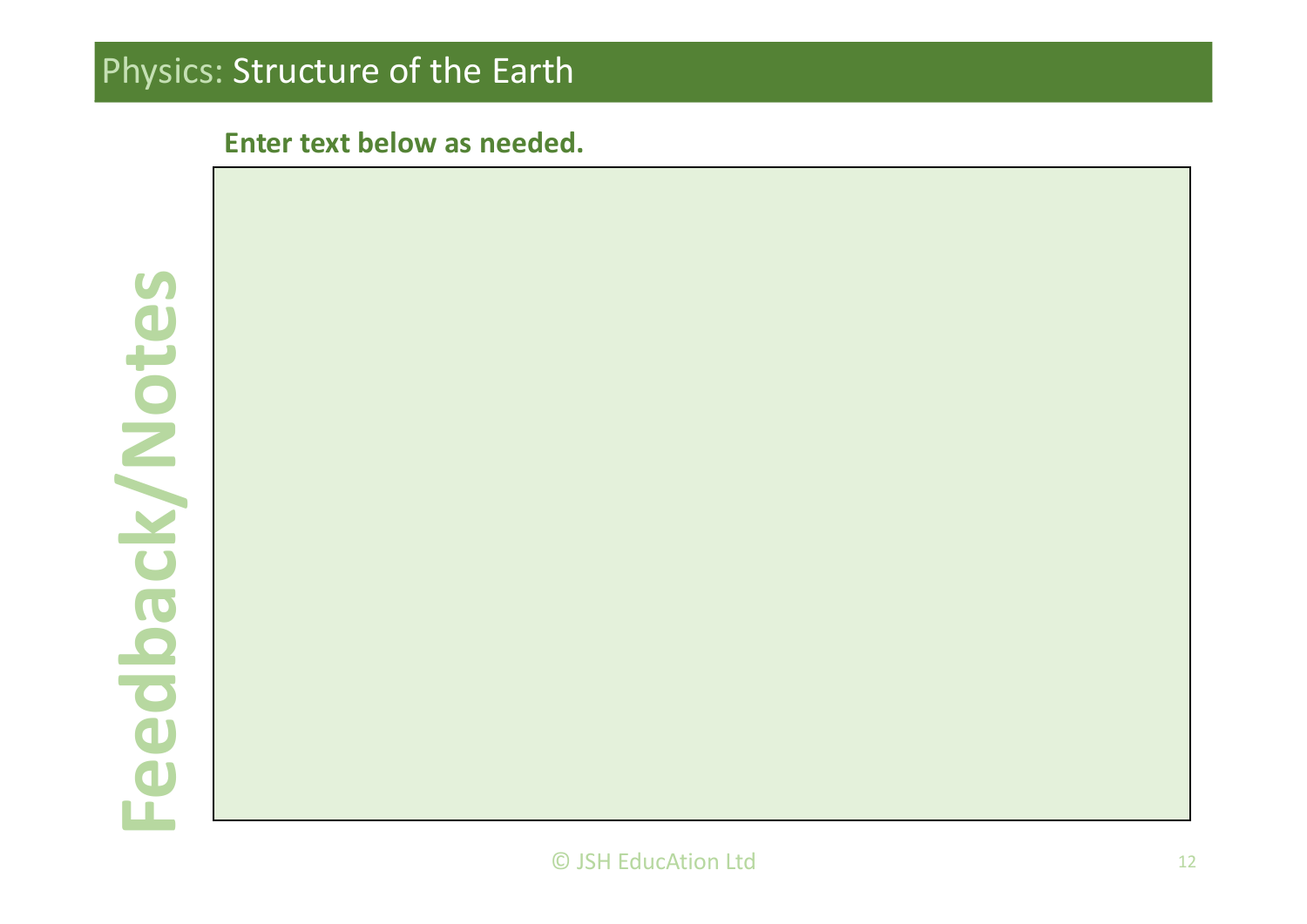# Physics: Structure of the Earth

**Enter text below as needed.**

**Feedback/Notes**

© JSH EducAtion Ltd